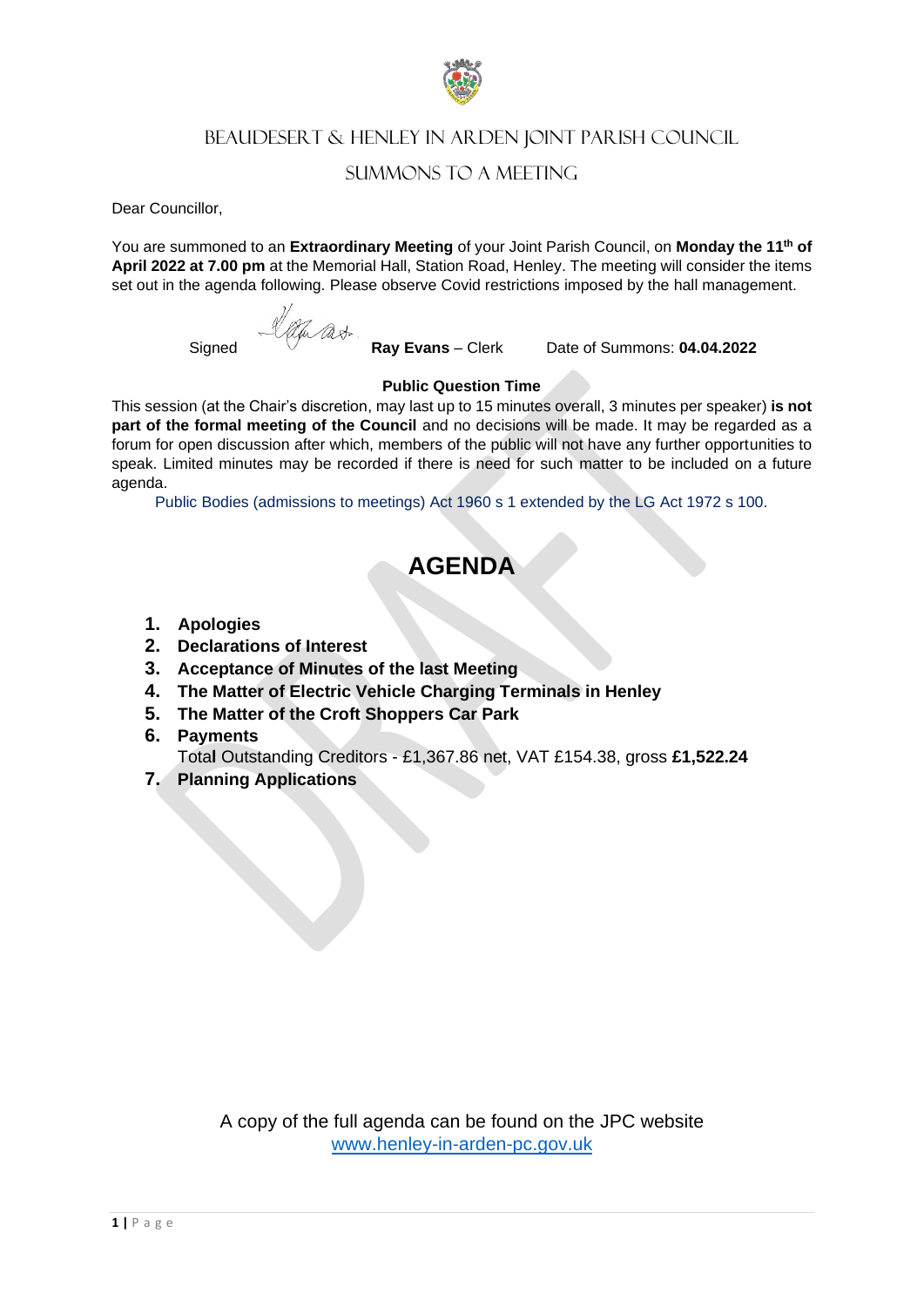# Beaudesert & Henley in Arden Joint Parish Council

## Summons to a Meeting

Dear Councillor,

You are summoned to an **Extraordinary Meeting** of your Joint Parish Council, on **Monday the 11th of April 2022 at 7.00 pm** at the Memorial Hall, Station Road, Henley. The meeting will consider the items set out in the agenda following. Please observe Covid restrictions imposed by the hall management.

Signed **Ray Evans** – Clerk Date of Summons: **04.04.2022**

**Public Question Time**

This session (at the Chair's discretion, may last up to 15 minutes overall, 3 minutes per speaker) **is not part of the formal meeting of the Council** and no decisions will be made. It may be regarded as a forum for open discussion after which, members of the public will not have any further opportunities to speak. Limited minutes may be recorded if there is need for such matter to be included on a future agenda.

Public Bodies (admissions to meetings) Act 1960 s 1 extended by the LG Act 1972 s 100.

# AGENDA

1. **Apologies**
2. **Declarations of Interest**
3. **Acceptance of Minutes of the last Meeting**
4. **The Matter of Electric Vehicle Charging Terminals in Henley**
5. **The Matter of the Croft Shoppers Car Park**
6. **Payments**
   Total Outstanding Creditors - £1,367.86 net, VAT £154.38, gross **£1,522.24**
7. **Planning Applications**

A copy of the full agenda can be found on the JPC website
www.henley-in-arden-pc.gov.uk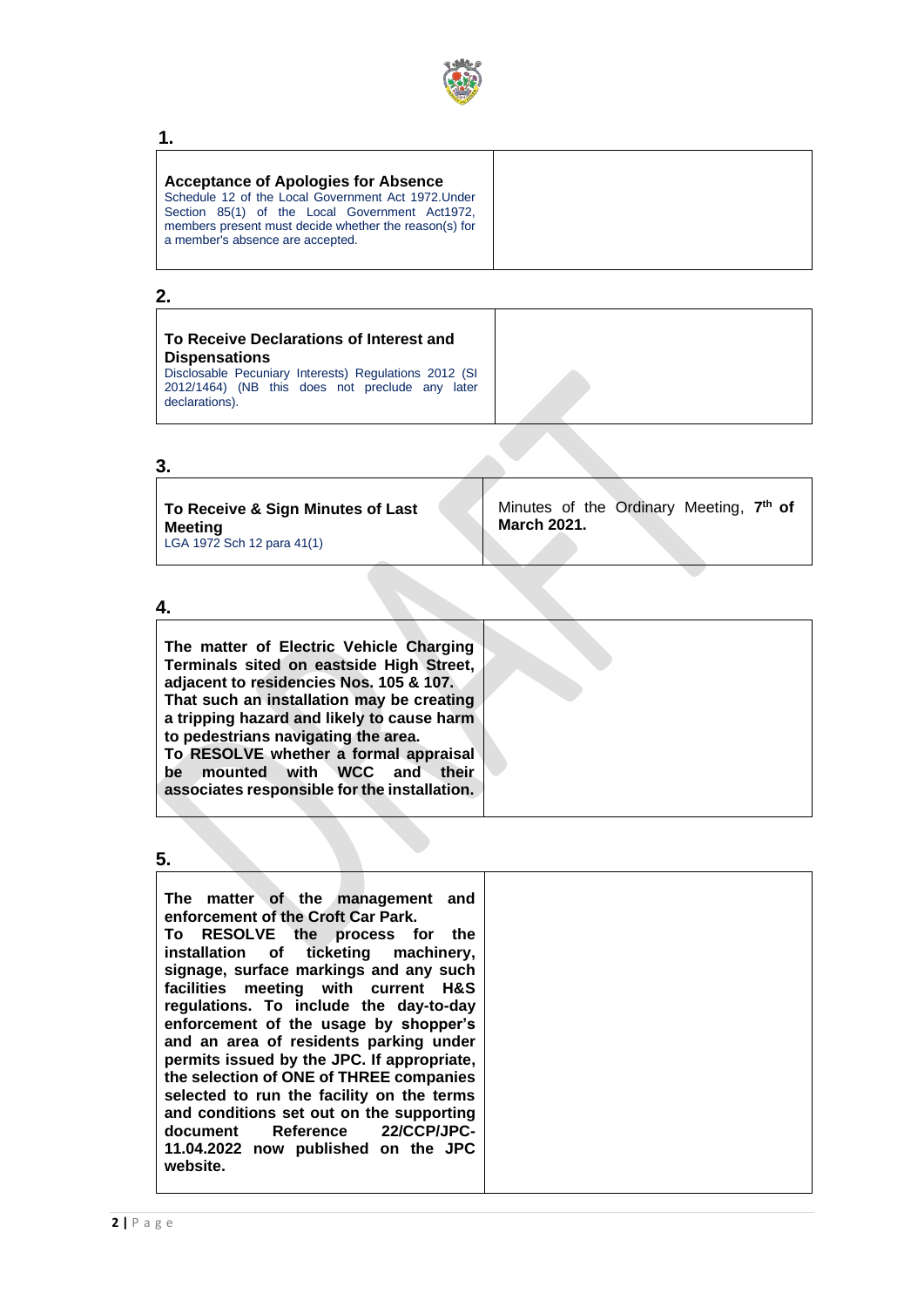**1.**

| **Acceptance of Apologies for Absence**<br>Schedule 12 of the Local Government Act 1972.Under Section 85(1) of the Local Government Act1972, members present must decide whether the reason(s) for a member's absence are accepted. | |
|---|---|

**2.**

| **To Receive Declarations of Interest and Dispensations**<br>Disclosable Pecuniary Interests) Regulations 2012 (SI 2012/1464) (NB this does not preclude any later declarations). | |
|---|---|

**3.**

| **To Receive & Sign Minutes of Last Meeting**<br>LGA 1972 Sch 12 para 41(1) | Minutes of the Ordinary Meeting, **7th of March 2021.** |
|---|---|

**4.**

| **The matter of Electric Vehicle Charging Terminals sited on eastside High Street, adjacent to residencies Nos. 105 & 107. That such an installation may be creating a tripping hazard and likely to cause harm to pedestrians navigating the area. To RESOLVE whether a formal appraisal be mounted with WCC and their associates responsible for the installation.** | |
|---|---|

**5.**

| **The matter of the management and enforcement of the Croft Car Park. To RESOLVE the process for the installation of ticketing machinery, signage, surface markings and any such facilities meeting with current H&S regulations. To include the day-to-day enforcement of the usage by shopper's and an area of residents parking under permits issued by the JPC. If appropriate, the selection of ONE of THREE companies selected to run the facility on the terms and conditions set out on the supporting document Reference 22/CCP/JPC-11.04.2022 now published on the JPC website.** | |
|---|---|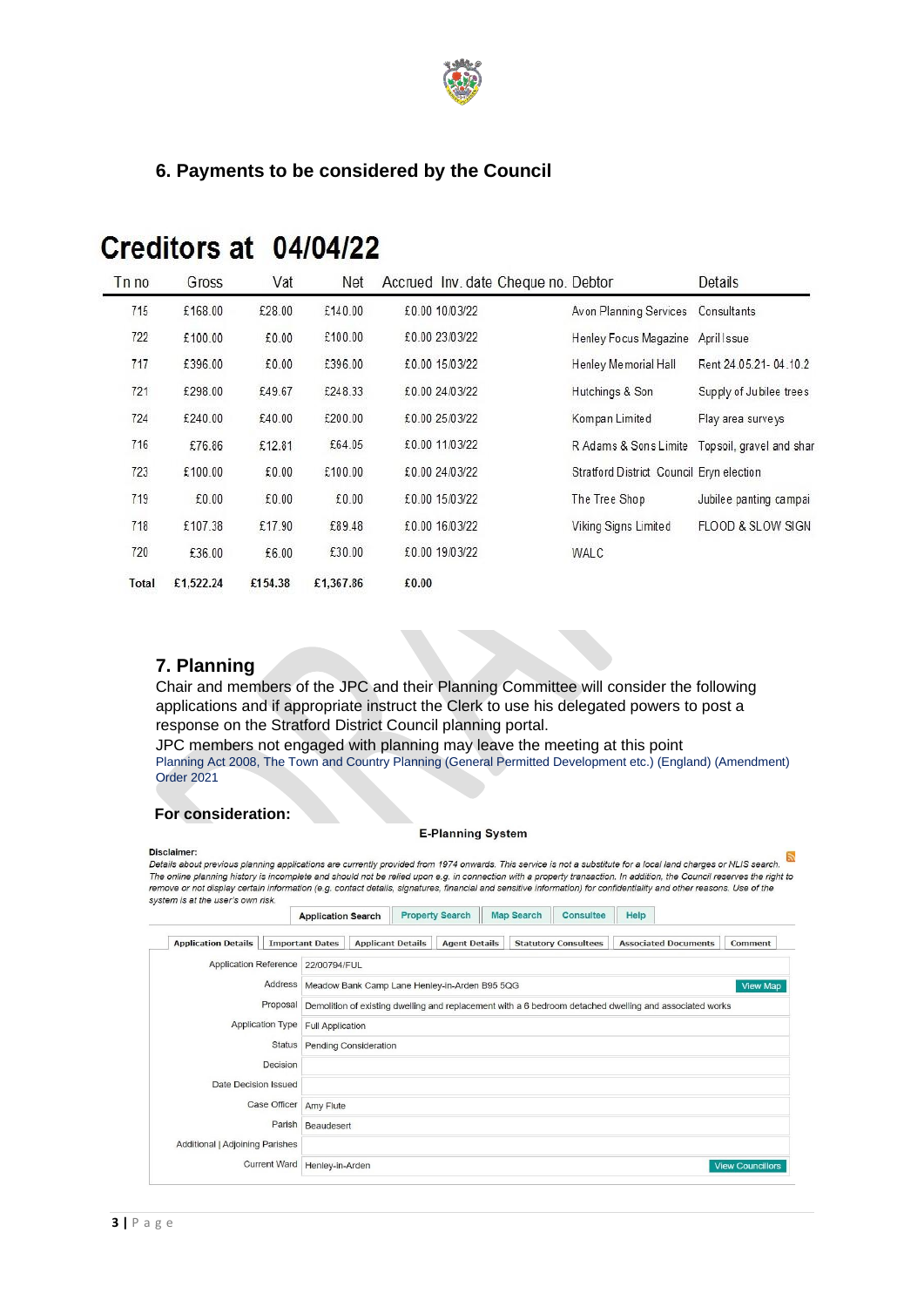## 6. Payments to be considered by the Council

# Creditors at 04/04/22

| Tn no | Gross | Vat | Net | Accrued | Inv. date | Cheque no. | Debtor | Details |
|---|---|---|---|---|---|---|---|---|
| 715 | £168.00 | £28.00 | £140.00 | £0.00 | 10/03/22 | | Avon Planning Services | Consultants |
| 722 | £100.00 | £0.00 | £100.00 | £0.00 | 23/03/22 | | Henley Focus Magazine | April Issue |
| 717 | £396.00 | £0.00 | £396.00 | £0.00 | 15/03/22 | | Henley Memorial Hall | Rent 24.05.21- 04.10.2 |
| 721 | £298.00 | £49.67 | £248.33 | £0.00 | 24/03/22 | | Hutchings & Son | Supply of Jubilee trees |
| 724 | £240.00 | £40.00 | £200.00 | £0.00 | 25/03/22 | | Kompan Limited | Play area surveys |
| 716 | £76.86 | £12.81 | £64.05 | £0.00 | 11/03/22 | | R Adams & Sons Limite | Topsoil, gravel and shar |
| 723 | £100.00 | £0.00 | £100.00 | £0.00 | 24/03/22 | | Stratford District Council | Eryn election |
| 719 | £0.00 | £0.00 | £0.00 | £0.00 | 15/03/22 | | The Tree Shop | Jubilee panting campai |
| 718 | £107.38 | £17.90 | £89.48 | £0.00 | 16/03/22 | | Viking Signs Limited | FLOOD & SLOW SIGN |
| 720 | £36.00 | £6.00 | £30.00 | £0.00 | 19/03/22 | | WALC | |
| **Total** | **£1,522.24** | **£154.38** | **£1,367.86** | **£0.00** | | | | |

## 7. Planning

Chair and members of the JPC and their Planning Committee will consider the following applications and if appropriate instruct the Clerk to use his delegated powers to post a response on the Stratford District Council planning portal.

JPC members not engaged with planning may leave the meeting at this point

Planning Act 2008, The Town and Country Planning (General Permitted Development etc.) (England) (Amendment) Order 2021

### For consideration:

**E-Planning System**

**Disclaimer:**
*Details about previous planning applications are currently provided from 1974 onwards. This service is not a substitute for a local land charges or NLIS search. The online planning history is incomplete and should not be relied upon e.g. in connection with a property transaction. In addition, the Council reserves the right to remove or not display certain information (e.g. contact details, signatures, financial and sensitive information) for confidentiality and other reasons. Use of the system is at the user's own risk.*

Application Search | Property Search | Map Search | Consultee | Help

Application Details | Important Dates | Applicant Details | Agent Details | Statutory Consultees | Associated Documents | Comment

| Field | Value |
|---|---|
| Application Reference | 22/00794/FUL |
| Address | Meadow Bank Camp Lane Henley-in-Arden B95 5QG |
| Proposal | Demolition of existing dwelling and replacement with a 6 bedroom detached dwelling and associated works |
| Application Type | Full Application |
| Status | Pending Consideration |
| Decision | |
| Date Decision Issued | |
| Case Officer | Amy Flute |
| Parish | Beaudesert |
| Additional \| Adjoining Parishes | |
| Current Ward | Henley-in-Arden |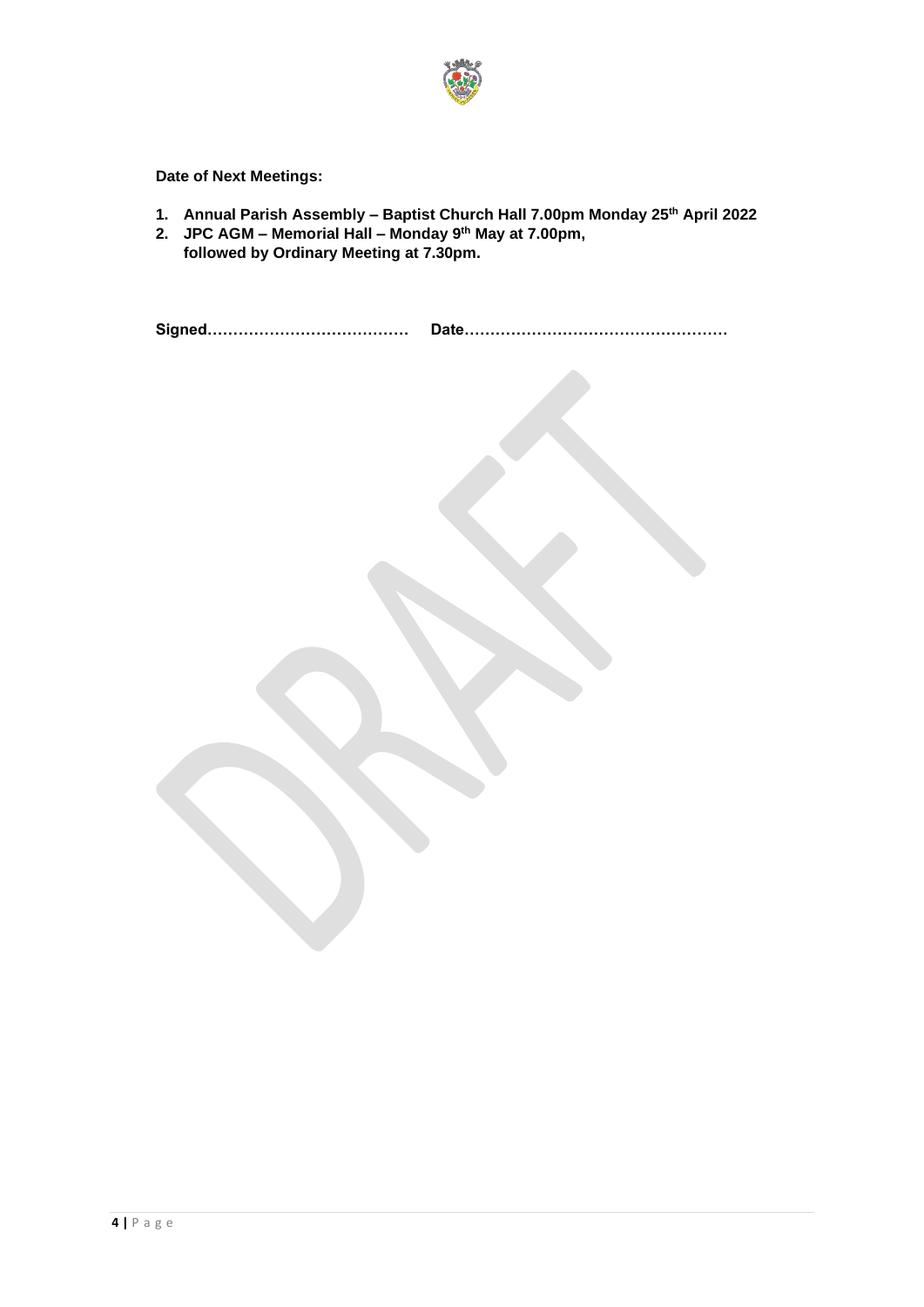**Date of Next Meetings:**

1. **Annual Parish Assembly – Baptist Church Hall 7.00pm Monday 25th April 2022**
2. **JPC AGM – Memorial Hall – Monday 9th May at 7.00pm, followed by Ordinary Meeting at 7.30pm.**

**Signed………………………………… Date……………………………………………**